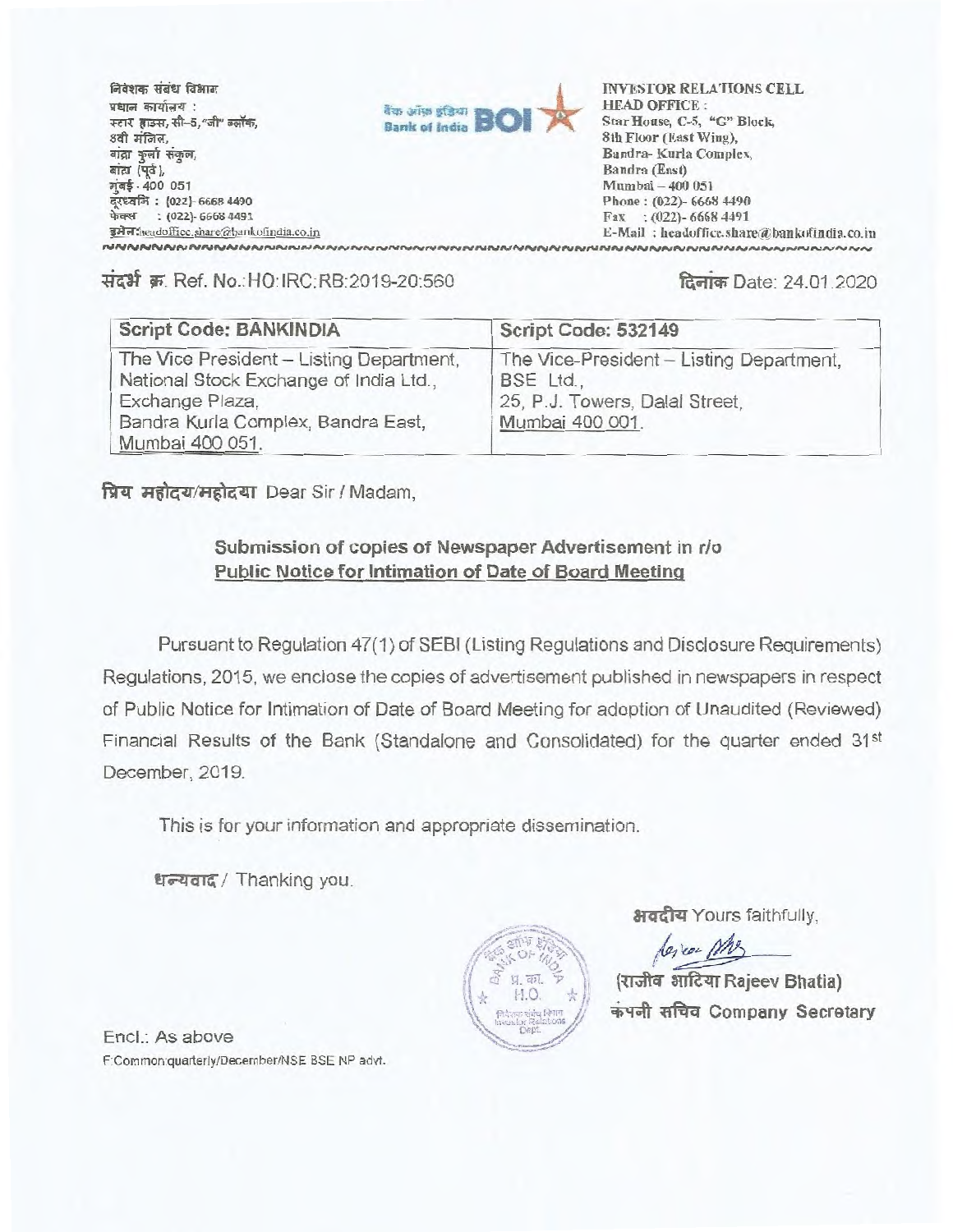निवेशक संबंध विभाग
प्रधान कार्यालय :
स्टार हाउस, सी–5, "जी" ब्लॉक,
8वी मंजिल,
बांद्रा कुर्ला संकुल,
बांद्रा (पूर्व),
मुंबई - 400 051
दूरध्वनि : (022)- 6668 4490
फेक्स : (022)- 6668 4491
इमेल: headoffice.share@bankofindia.co.in

बैंक ऑफ इंडिया Bank of India BOI

INVESTOR RELATIONS CELL
HEAD OFFICE :
Star House, C-5, "G" Block,
8th Floor (East Wing),
Bandra- Kurla Complex,
Bandra (East)
Mumbai – 400 051
Phone : (022)- 6668 4490
Fax : (022)- 6668 4491
E-Mail : headoffice.share@bankofindia.co.in

संदर्भ क्र. Ref. No.:HO:IRC:RB:2019-20:560

दिनांक Date: 24.01.2020

| Script Code: BANKINDIA | Script Code: 532149 |
|---|---|
| The Vice President – Listing Department, National Stock Exchange of India Ltd., Exchange Plaza, Bandra Kurla Complex, Bandra East, Mumbai 400 051. | The Vice-President – Listing Department, BSE Ltd., 25, P.J. Towers, Dalal Street, Mumbai 400 001. |

प्रिय महोदय/महोदया Dear Sir / Madam,

**Submission of copies of Newspaper Advertisement in r/o**
**Public Notice for Intimation of Date of Board Meeting**

Pursuant to Regulation 47(1) of SEBI (Listing Regulations and Disclosure Requirements) Regulations, 2015, we enclose the copies of advertisement published in newspapers in respect of Public Notice for Intimation of Date of Board Meeting for adoption of Unaudited (Reviewed) Financial Results of the Bank (Standalone and Consolidated) for the quarter ended 31st December, 2019.

This is for your information and appropriate dissemination.

धन्यवाद / Thanking you.

भवदीय Yours faithfully,

(राजीव भाटिया Rajeev Bhatia)
कंपनी सचिव Company Secretary

Encl.: As above
F:Common\quarterly/December/NSE BSE NP advt.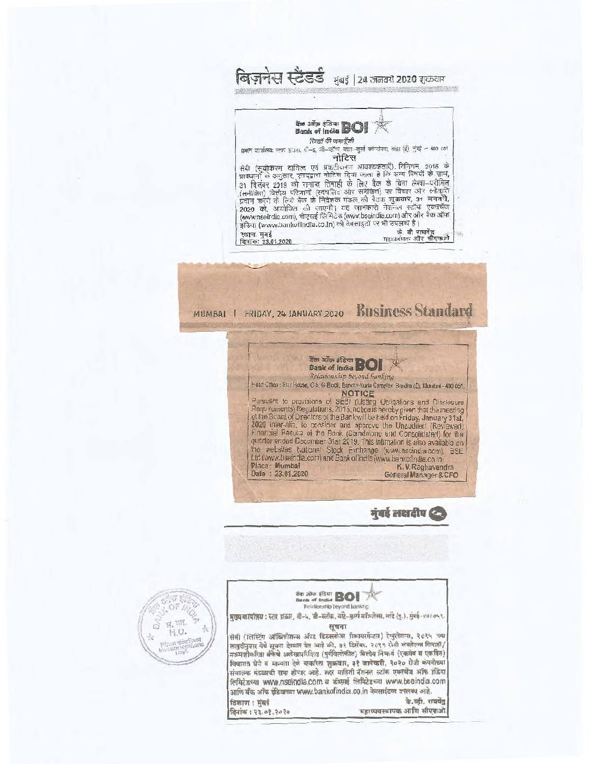बिज़नेस स्टैंडर्ड मुंबई | 24 जनवरी 2020 शुक्रवार

बैंक ऑफ़ इंडिया **BOI**
Bank of India

*रिश्तों की जमापूँजी*

प्रधान कार्यालय: स्टार हाउस, सी–5, जी–ब्लॉक, बांद्रा–कुर्ला कॉम्प्लेक्स, बांद्रा (पू), मुंबई – 400 051

## नोटिस

सेबी (सूचीकरण दायित्व एवं प्रकटीकरण आवश्यकताएँ), विनियम, 2015 के प्रावधानों के अनुसार, एतद्द्वारा नोटिस दिया जाता है कि अन्य विषयों के साथ, 31 दिसंबर 2019 को समाप्त तिमाही के लिए बैंक के बिना लेखा–परीक्षित (समीक्षित) वित्तीय परिणामों (स्टैंडलोन और समेकित) पर विचार और स्वीकृति प्रदान करने के लिये बैंक के निदेशक मंडल की बैठक शुक्रवार, 31 जनवरी, 2020 को, आयोजित की जाएगी। यह जानकारी नेशनल स्टॉक एक्सचेंज (www.nseindia.com), बीएसई लिमिटेड (www.bseindia.com) और और बैंक ऑफ इंडिया (www.bankofindia.co.in) की वेबसाइटों पर भी उपलब्ध है।

स्थान: मुंबई
दिनांक: 23.01.2020

के वी राघवेंद्र
महाप्रबंधक और सीएफओ

MUMBAI | FRIDAY, 24 JANUARY 2020 **Business Standard**

बैंक ऑफ़ इंडिया **BOI**
Bank of India

*Relationship beyond banking*

Head Office : Star House, C-5, G-Block, Bandra-Kurla Complex, Bandra (E), Mumbai - 400 051.

## NOTICE

Pursuant to provisions of SEBI (Listing Obligations and Disclosure Requirements) Regulations, 2015, notice is hereby given that the meeting of the Board of Directors of the Bank will be held on Friday, January 31st, 2020 inter-alia, to consider and approve the Unaudited (Reviewed) Financial Results of the Bank (Standalone and Consolidated) for the quarter ended December 31st 2019. This intimation is also available on the websites National Stock Exchange (www.nseindia.com), BSE Ltd (www.bseindia.com) and Bank of India (www.bankofindia.co.in)

Place : Mumbai
Date : 23.01.2020

K. V. Raghavendra
General Manager & CFO

मुंबई लक्षदीप

बँक ऑफ इंडिया **BOI**
Bank of India

Relationship beyond banking

मुख्य कार्यालय : स्टार हाऊस, सी–५, जी–ब्लॉक, बांद्रे–कुर्ला कॉम्प्लेक्स, बांद्रे (पू.), मुंबई–४०००५१.

## सूचना

सेबी (लिस्टिंग ऑब्लिगेशन्स अँड डिस्क्लोजर रिक्वायरमेंट्स) रेग्युलेशन्स, २०१५ च्या तरतुदीनुसार येथे सूचना देण्यात येत आहे की, ३१ डिसेंबर, २०१९ रोजी संपलेल्या तिमाही/नऊमाहीकरिता बँकेचे अलेखापरिक्षित (पुर्नविलोकीत) वित्तीय निष्कर्ष (एकमेव व एकत्रित) विचारात घेणे व मान्यता देणे याकरिता शुक्रवार, ३१ जानेवारी, २०२० रोजी कंपनीच्या संचालक मंडळाची सभा होणार आहे. सदर माहिती नॅशनल स्टॉक एक्सचेंज ऑफ इंडिया लिमिटेडच्या www.nseindia.com व बीएसई लिमिटेडच्या www.bseindia.com आणि बँक ऑफ इंडियाच्या www.bankofindia.co.in वेबसाईटवर उपलब्ध आहे.

ठिकाण : मुंबई
दिनांक : २३.०१.२०२०

के.व्ही. राघवेंद्र
महाव्यवस्थापक आणि सीएफओ